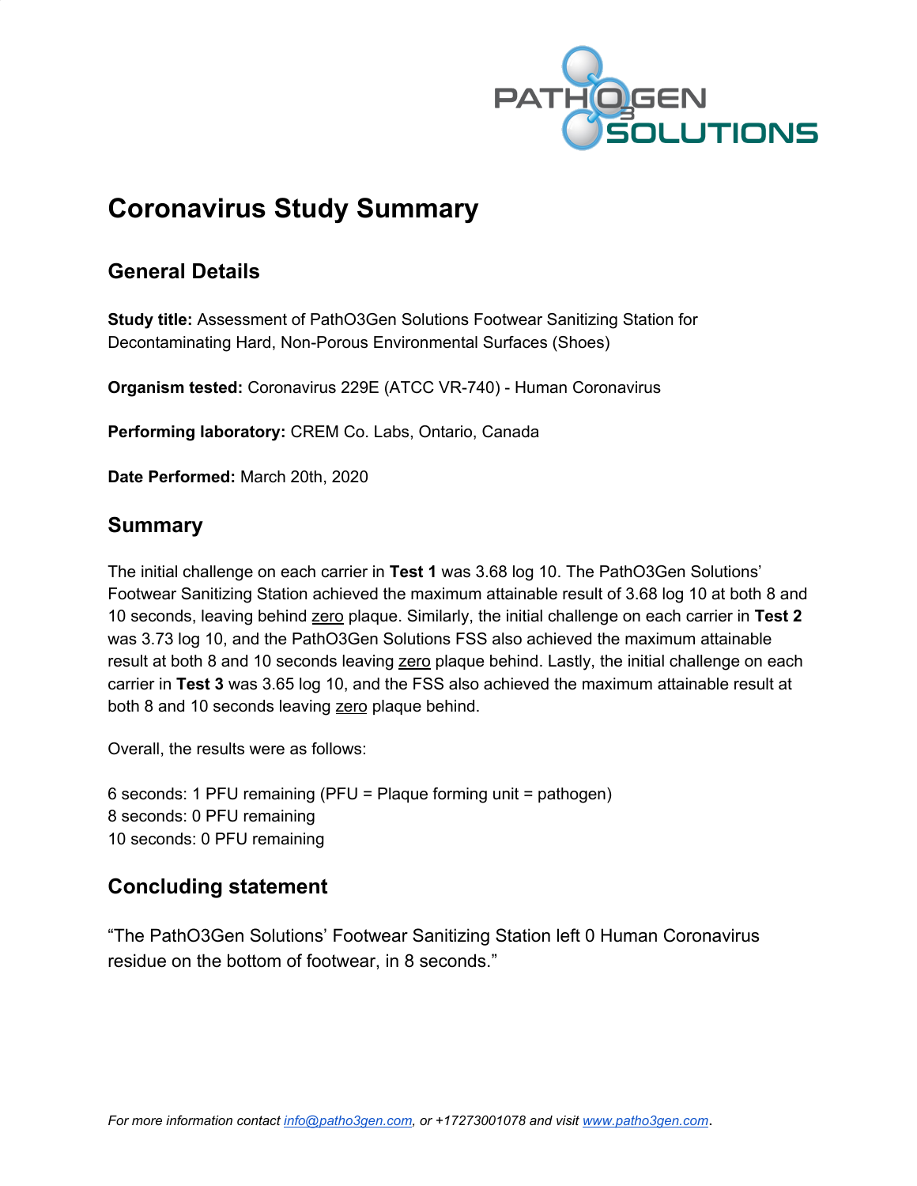PATHO3GEN SOLUTIONS

# Coronavirus Study Summary

## General Details

**Study title:** Assessment of PathO3Gen Solutions Footwear Sanitizing Station for Decontaminating Hard, Non-Porous Environmental Surfaces (Shoes)

**Organism tested:** Coronavirus 229E (ATCC VR-740) - Human Coronavirus

**Performing laboratory:** CREM Co. Labs, Ontario, Canada

**Date Performed:** March 20th, 2020

## Summary

The initial challenge on each carrier in **Test 1** was 3.68 log 10. The PathO3Gen Solutions' Footwear Sanitizing Station achieved the maximum attainable result of 3.68 log 10 at both 8 and 10 seconds, leaving behind zero plaque. Similarly, the initial challenge on each carrier in **Test 2** was 3.73 log 10, and the PathO3Gen Solutions FSS also achieved the maximum attainable result at both 8 and 10 seconds leaving zero plaque behind. Lastly, the initial challenge on each carrier in **Test 3** was 3.65 log 10, and the FSS also achieved the maximum attainable result at both 8 and 10 seconds leaving zero plaque behind.

Overall, the results were as follows:

6 seconds: 1 PFU remaining (PFU = Plaque forming unit = pathogen)
8 seconds: 0 PFU remaining
10 seconds: 0 PFU remaining

## Concluding statement

"The PathO3Gen Solutions' Footwear Sanitizing Station left 0 Human Coronavirus residue on the bottom of footwear, in 8 seconds."

*For more information contact info@patho3gen.com, or +17273001078 and visit www.patho3gen.com.*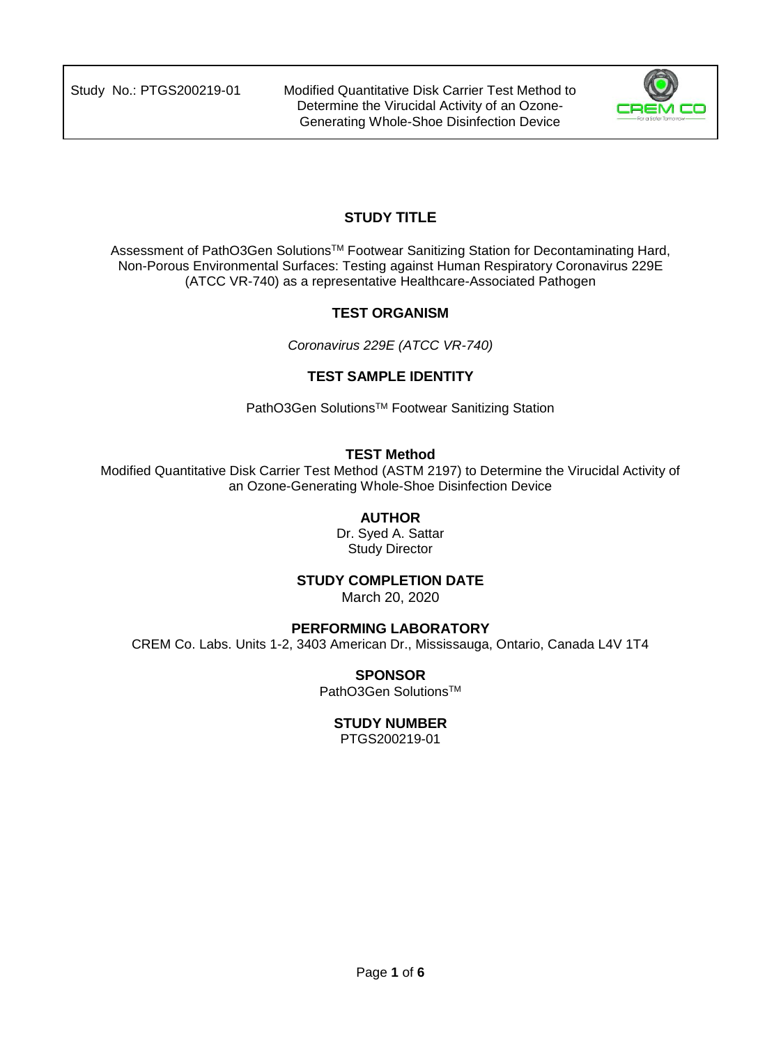## STUDY TITLE

Assessment of PathO3Gen Solutions™ Footwear Sanitizing Station for Decontaminating Hard, Non-Porous Environmental Surfaces: Testing against Human Respiratory Coronavirus 229E (ATCC VR-740) as a representative Healthcare-Associated Pathogen

## TEST ORGANISM

*Coronavirus 229E (ATCC VR-740)*

## TEST SAMPLE IDENTITY

PathO3Gen Solutions™ Footwear Sanitizing Station

## TEST Method

Modified Quantitative Disk Carrier Test Method (ASTM 2197) to Determine the Virucidal Activity of an Ozone-Generating Whole-Shoe Disinfection Device

## AUTHOR

Dr. Syed A. Sattar
Study Director

## STUDY COMPLETION DATE

March 20, 2020

## PERFORMING LABORATORY

CREM Co. Labs. Units 1-2, 3403 American Dr., Mississauga, Ontario, Canada L4V 1T4

## SPONSOR

PathO3Gen Solutions™

## STUDY NUMBER

PTGS200219-01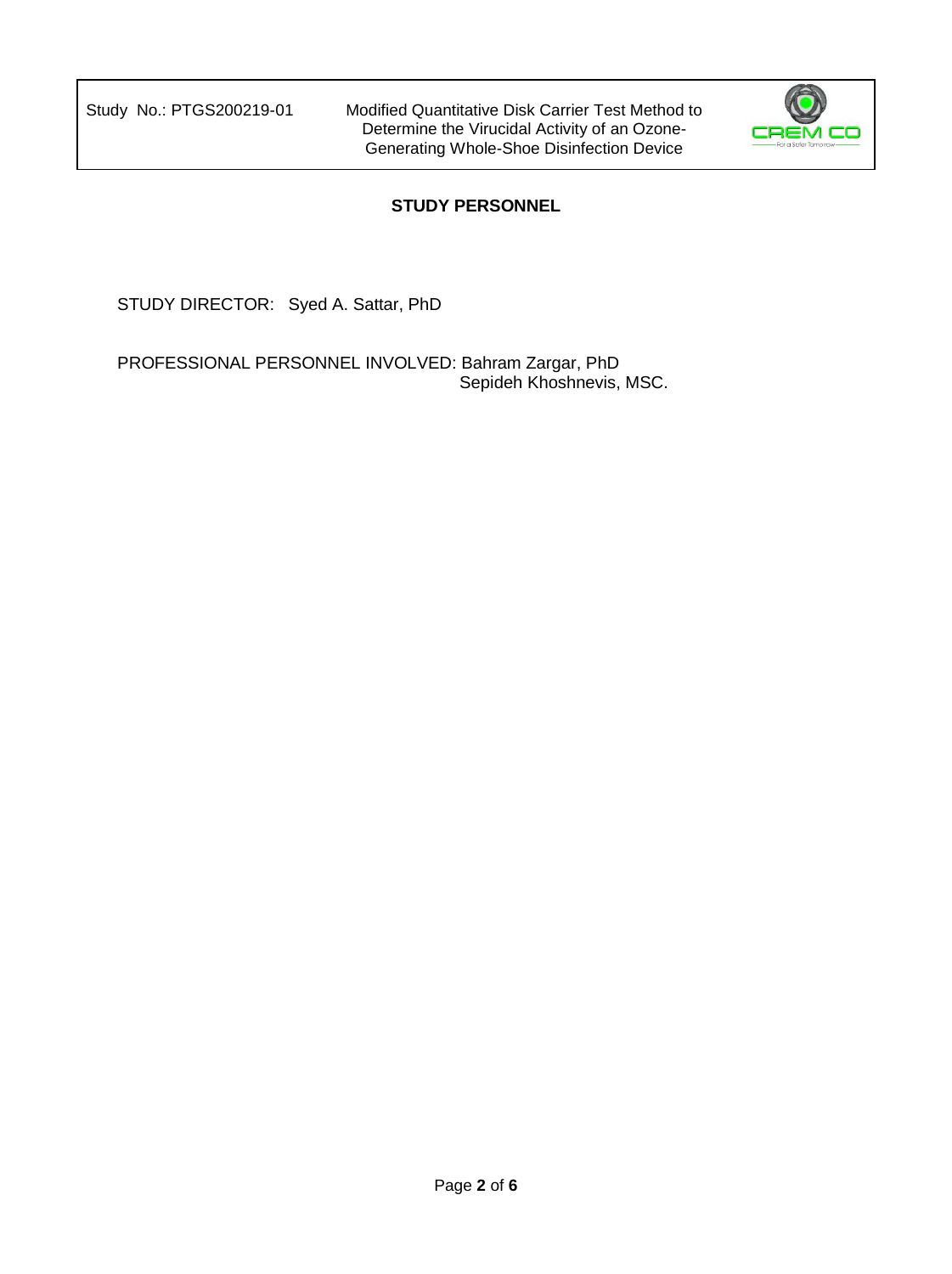## STUDY PERSONNEL

STUDY DIRECTOR: Syed A. Sattar, PhD

PROFESSIONAL PERSONNEL INVOLVED: Bahram Zargar, PhD
Sepideh Khoshnevis, MSC.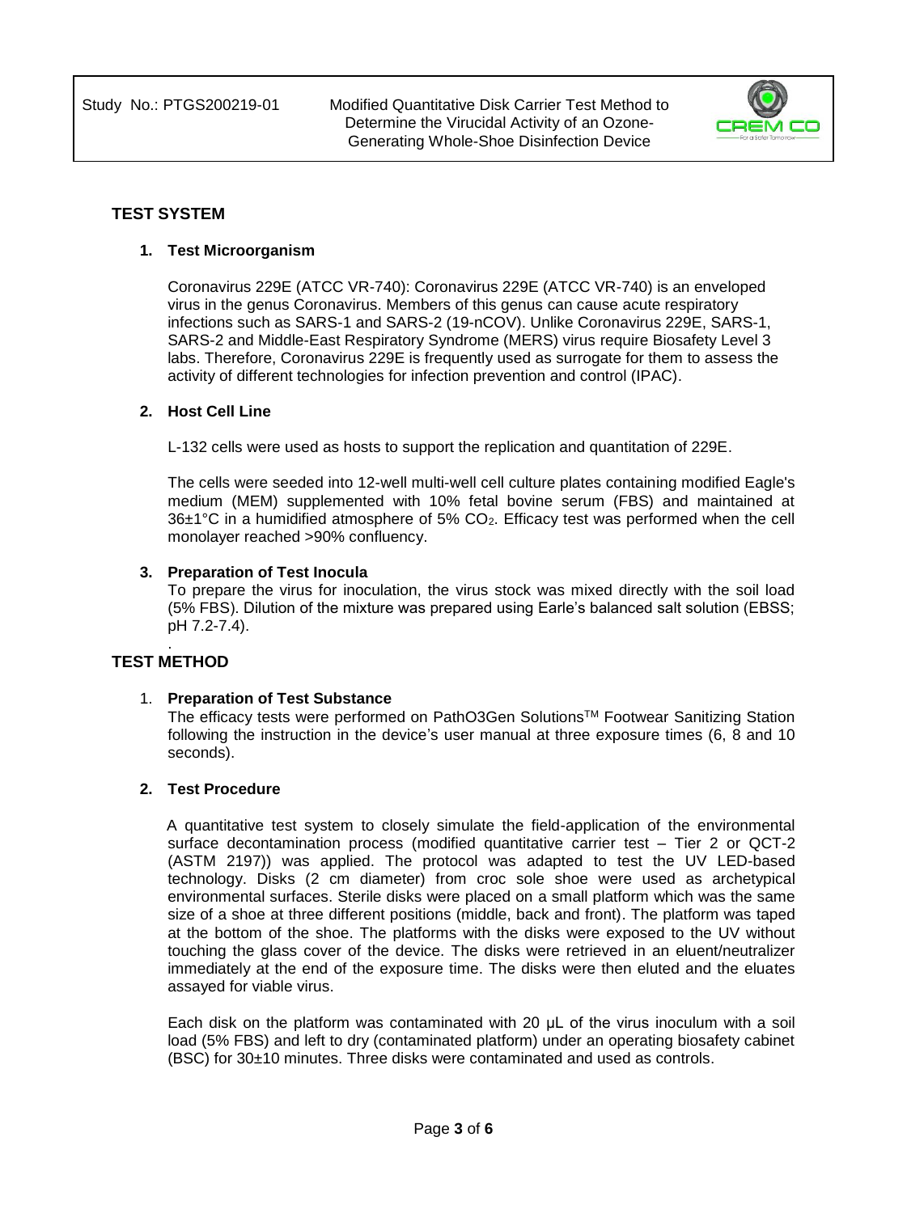## TEST SYSTEM

### 1. Test Microorganism

Coronavirus 229E (ATCC VR-740): Coronavirus 229E (ATCC VR-740) is an enveloped virus in the genus Coronavirus. Members of this genus can cause acute respiratory infections such as SARS-1 and SARS-2 (19-nCOV). Unlike Coronavirus 229E, SARS-1, SARS-2 and Middle-East Respiratory Syndrome (MERS) virus require Biosafety Level 3 labs. Therefore, Coronavirus 229E is frequently used as surrogate for them to assess the activity of different technologies for infection prevention and control (IPAC).

### 2. Host Cell Line

L-132 cells were used as hosts to support the replication and quantitation of 229E.

The cells were seeded into 12-well multi-well cell culture plates containing modified Eagle's medium (MEM) supplemented with 10% fetal bovine serum (FBS) and maintained at 36±1°C in a humidified atmosphere of 5% $CO_2$. Efficacy test was performed when the cell monolayer reached >90% confluency.

### 3. Preparation of Test Inocula

To prepare the virus for inoculation, the virus stock was mixed directly with the soil load (5% FBS). Dilution of the mixture was prepared using Earle's balanced salt solution (EBSS; pH 7.2-7.4).

.

## TEST METHOD

### 1. Preparation of Test Substance

The efficacy tests were performed on PathO3Gen Solutions™ Footwear Sanitizing Station following the instruction in the device's user manual at three exposure times (6, 8 and 10 seconds).

### 2. Test Procedure

A quantitative test system to closely simulate the field-application of the environmental surface decontamination process (modified quantitative carrier test – Tier 2 or QCT-2 (ASTM 2197)) was applied. The protocol was adapted to test the UV LED-based technology. Disks (2 cm diameter) from croc sole shoe were used as archetypical environmental surfaces. Sterile disks were placed on a small platform which was the same size of a shoe at three different positions (middle, back and front). The platform was taped at the bottom of the shoe. The platforms with the disks were exposed to the UV without touching the glass cover of the device. The disks were retrieved in an eluent/neutralizer immediately at the end of the exposure time. The disks were then eluted and the eluates assayed for viable virus.

Each disk on the platform was contaminated with 20 µL of the virus inoculum with a soil load (5% FBS) and left to dry (contaminated platform) under an operating biosafety cabinet (BSC) for 30±10 minutes. Three disks were contaminated and used as controls.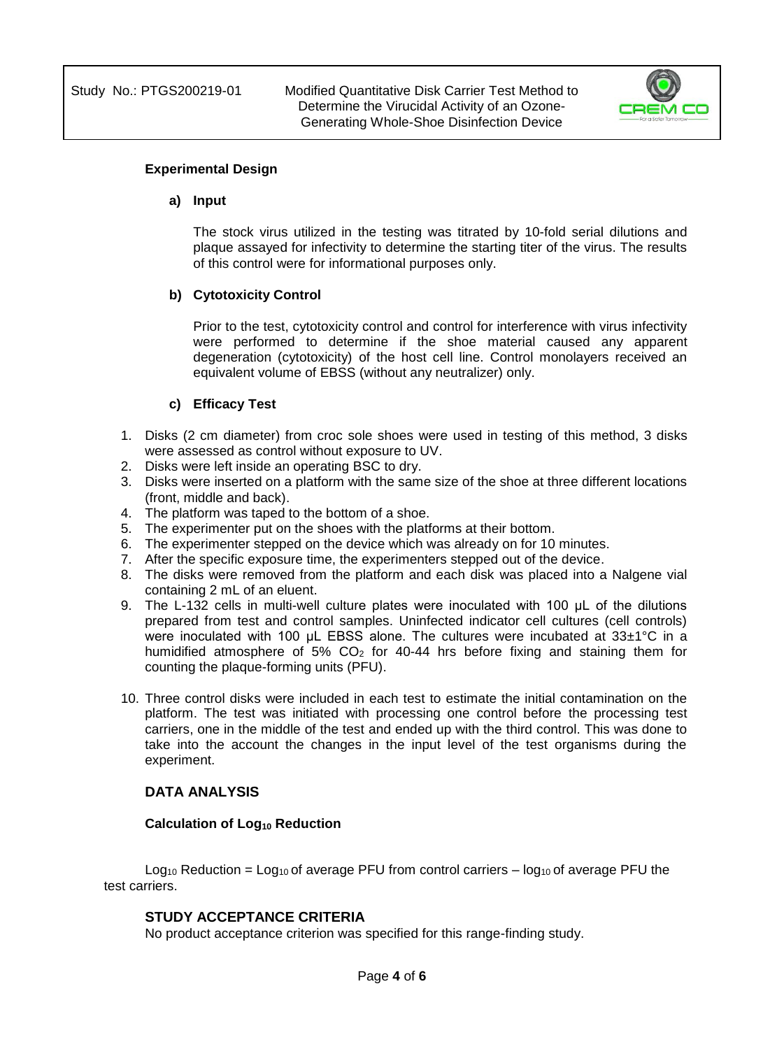### Experimental Design

**a) Input**

The stock virus utilized in the testing was titrated by 10-fold serial dilutions and plaque assayed for infectivity to determine the starting titer of the virus. The results of this control were for informational purposes only.

**b) Cytotoxicity Control**

Prior to the test, cytotoxicity control and control for interference with virus infectivity were performed to determine if the shoe material caused any apparent degeneration (cytotoxicity) of the host cell line. Control monolayers received an equivalent volume of EBSS (without any neutralizer) only.

**c) Efficacy Test**

1. Disks (2 cm diameter) from croc sole shoes were used in testing of this method, 3 disks were assessed as control without exposure to UV.
2. Disks were left inside an operating BSC to dry.
3. Disks were inserted on a platform with the same size of the shoe at three different locations (front, middle and back).
4. The platform was taped to the bottom of a shoe.
5. The experimenter put on the shoes with the platforms at their bottom.
6. The experimenter stepped on the device which was already on for 10 minutes.
7. After the specific exposure time, the experimenters stepped out of the device.
8. The disks were removed from the platform and each disk was placed into a Nalgene vial containing 2 mL of an eluent.
9. The L-132 cells in multi-well culture plates were inoculated with 100 µL of the dilutions prepared from test and control samples. Uninfected indicator cell cultures (cell controls) were inoculated with 100 µL EBSS alone. The cultures were incubated at 33±1°C in a humidified atmosphere of 5% $CO_2$ for 40-44 hrs before fixing and staining them for counting the plaque-forming units (PFU).
10. Three control disks were included in each test to estimate the initial contamination on the platform. The test was initiated with processing one control before the processing test carriers, one in the middle of the test and ended up with the third control. This was done to take into the account the changes in the input level of the test organisms during the experiment.

## DATA ANALYSIS

### Calculation of $Log_{10}$ Reduction

$Log_{10}$ Reduction = $Log_{10}$ of average PFU from control carriers – $log_{10}$ of average PFU the test carriers.

## STUDY ACCEPTANCE CRITERIA

No product acceptance criterion was specified for this range-finding study.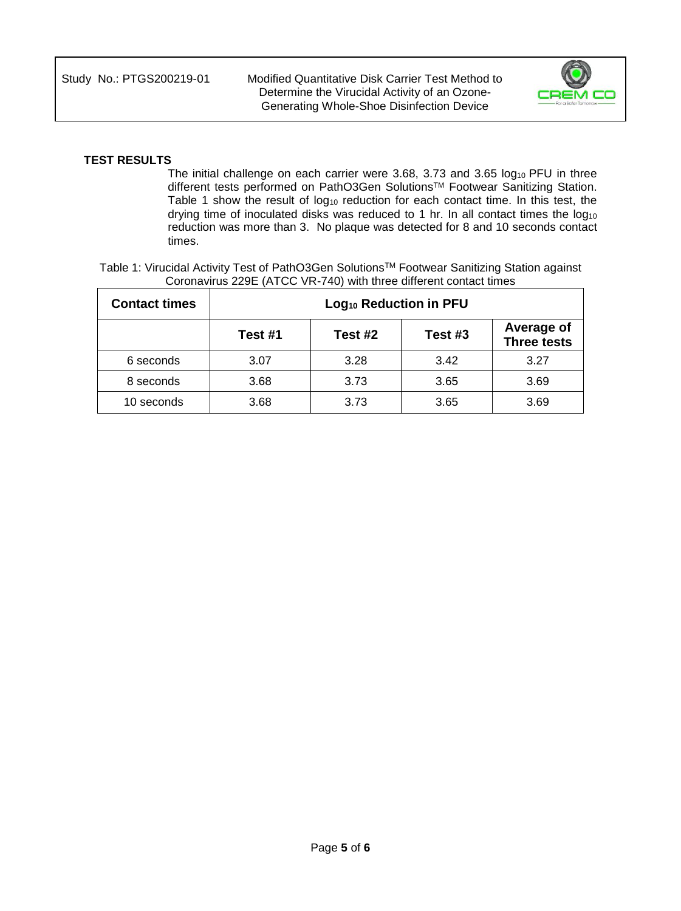**TEST RESULTS**

The initial challenge on each carrier were 3.68, 3.73 and 3.65 $log_{10}$ PFU in three different tests performed on PathO3Gen Solutions™ Footwear Sanitizing Station. Table 1 show the result of $log_{10}$ reduction for each contact time. In this test, the drying time of inoculated disks was reduced to 1 hr. In all contact times the $log_{10}$ reduction was more than 3. No plaque was detected for 8 and 10 seconds contact times.

Table 1: Virucidal Activity Test of PathO3Gen Solutions™ Footwear Sanitizing Station against Coronavirus 229E (ATCC VR-740) with three different contact times

| Contact times | $Log_{10}$ Reduction in PFU | | | |
|---|---|---|---|---|
| | Test #1 | Test #2 | Test #3 | Average of Three tests |
| 6 seconds | 3.07 | 3.28 | 3.42 | 3.27 |
| 8 seconds | 3.68 | 3.73 | 3.65 | 3.69 |
| 10 seconds | 3.68 | 3.73 | 3.65 | 3.69 |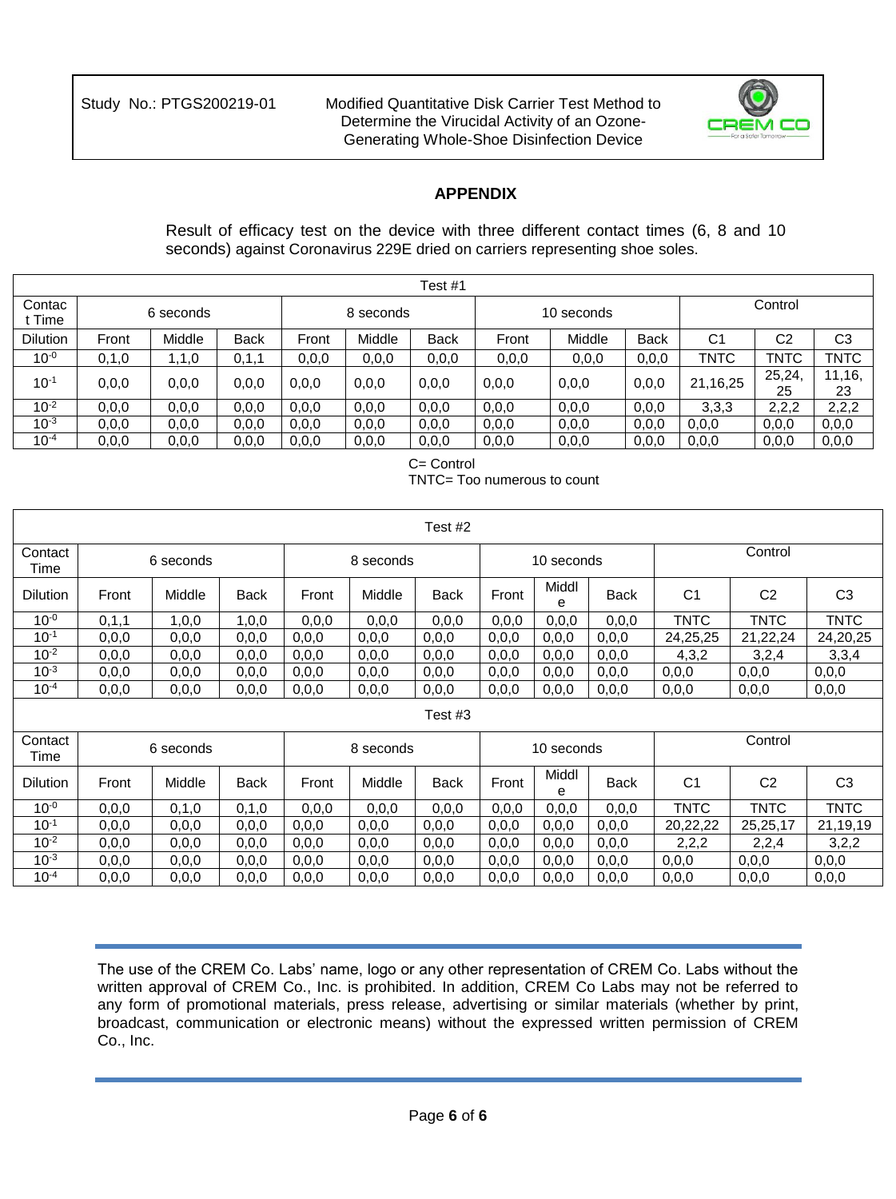## APPENDIX

Result of efficacy test on the device with three different contact times (6, 8 and 10 seconds) against Coronavirus 229E dried on carriers representing shoe soles.

| Test #1 | | | | | | | | | | | | |
|---|---|---|---|---|---|---|---|---|---|---|---|---|
| Contact Time | 6 seconds | | | 8 seconds | | | 10 seconds | | | Control | | |
| Dilution | Front | Middle | Back | Front | Middle | Back | Front | Middle | Back | C1 | C2 | C3 |
| $10^{-0}$ | 0,1,0 | 1,1,0 | 0,1,1 | 0,0,0 | 0,0,0 | 0,0,0 | 0,0,0 | 0,0,0 | 0,0,0 | TNTC | TNTC | TNTC |
| $10^{-1}$ | 0,0,0 | 0,0,0 | 0,0,0 | 0,0,0 | 0,0,0 | 0,0,0 | 0,0,0 | 0,0,0 | 0,0,0 | 21,16,25 | 25,24, 25 | 11,16, 23 |
| $10^{-2}$ | 0,0,0 | 0,0,0 | 0,0,0 | 0,0,0 | 0,0,0 | 0,0,0 | 0,0,0 | 0,0,0 | 0,0,0 | 3,3,3 | 2,2,2 | 2,2,2 |
| $10^{-3}$ | 0,0,0 | 0,0,0 | 0,0,0 | 0,0,0 | 0,0,0 | 0,0,0 | 0,0,0 | 0,0,0 | 0,0,0 | 0,0,0 | 0,0,0 | 0,0,0 |
| $10^{-4}$ | 0,0,0 | 0,0,0 | 0,0,0 | 0,0,0 | 0,0,0 | 0,0,0 | 0,0,0 | 0,0,0 | 0,0,0 | 0,0,0 | 0,0,0 | 0,0,0 |

C= Control
TNTC= Too numerous to count

| Test #2 | | | | | | | | | | | | |
|---|---|---|---|---|---|---|---|---|---|---|---|---|
| Contact Time | 6 seconds | | | 8 seconds | | | 10 seconds | | | Control | | |
| Dilution | Front | Middle | Back | Front | Middle | Back | Front | Middle | Back | C1 | C2 | C3 |
| $10^{-0}$ | 0,1,1 | 1,0,0 | 1,0,0 | 0,0,0 | 0,0,0 | 0,0,0 | 0,0,0 | 0,0,0 | 0,0,0 | TNTC | TNTC | TNTC |
| $10^{-1}$ | 0,0,0 | 0,0,0 | 0,0,0 | 0,0,0 | 0,0,0 | 0,0,0 | 0,0,0 | 0,0,0 | 0,0,0 | 24,25,25 | 21,22,24 | 24,20,25 |
| $10^{-2}$ | 0,0,0 | 0,0,0 | 0,0,0 | 0,0,0 | 0,0,0 | 0,0,0 | 0,0,0 | 0,0,0 | 0,0,0 | 4,3,2 | 3,2,4 | 3,3,4 |
| $10^{-3}$ | 0,0,0 | 0,0,0 | 0,0,0 | 0,0,0 | 0,0,0 | 0,0,0 | 0,0,0 | 0,0,0 | 0,0,0 | 0,0,0 | 0,0,0 | 0,0,0 |
| $10^{-4}$ | 0,0,0 | 0,0,0 | 0,0,0 | 0,0,0 | 0,0,0 | 0,0,0 | 0,0,0 | 0,0,0 | 0,0,0 | 0,0,0 | 0,0,0 | 0,0,0 |

| Test #3 | | | | | | | | | | | | |
|---|---|---|---|---|---|---|---|---|---|---|---|---|
| Contact Time | 6 seconds | | | 8 seconds | | | 10 seconds | | | Control | | |
| Dilution | Front | Middle | Back | Front | Middle | Back | Front | Middle | Back | C1 | C2 | C3 |
| $10^{-0}$ | 0,0,0 | 0,1,0 | 0,1,0 | 0,0,0 | 0,0,0 | 0,0,0 | 0,0,0 | 0,0,0 | 0,0,0 | TNTC | TNTC | TNTC |
| $10^{-1}$ | 0,0,0 | 0,0,0 | 0,0,0 | 0,0,0 | 0,0,0 | 0,0,0 | 0,0,0 | 0,0,0 | 0,0,0 | 20,22,22 | 25,25,17 | 21,19,19 |
| $10^{-2}$ | 0,0,0 | 0,0,0 | 0,0,0 | 0,0,0 | 0,0,0 | 0,0,0 | 0,0,0 | 0,0,0 | 0,0,0 | 2,2,2 | 2,2,4 | 3,2,2 |
| $10^{-3}$ | 0,0,0 | 0,0,0 | 0,0,0 | 0,0,0 | 0,0,0 | 0,0,0 | 0,0,0 | 0,0,0 | 0,0,0 | 0,0,0 | 0,0,0 | 0,0,0 |
| $10^{-4}$ | 0,0,0 | 0,0,0 | 0,0,0 | 0,0,0 | 0,0,0 | 0,0,0 | 0,0,0 | 0,0,0 | 0,0,0 | 0,0,0 | 0,0,0 | 0,0,0 |